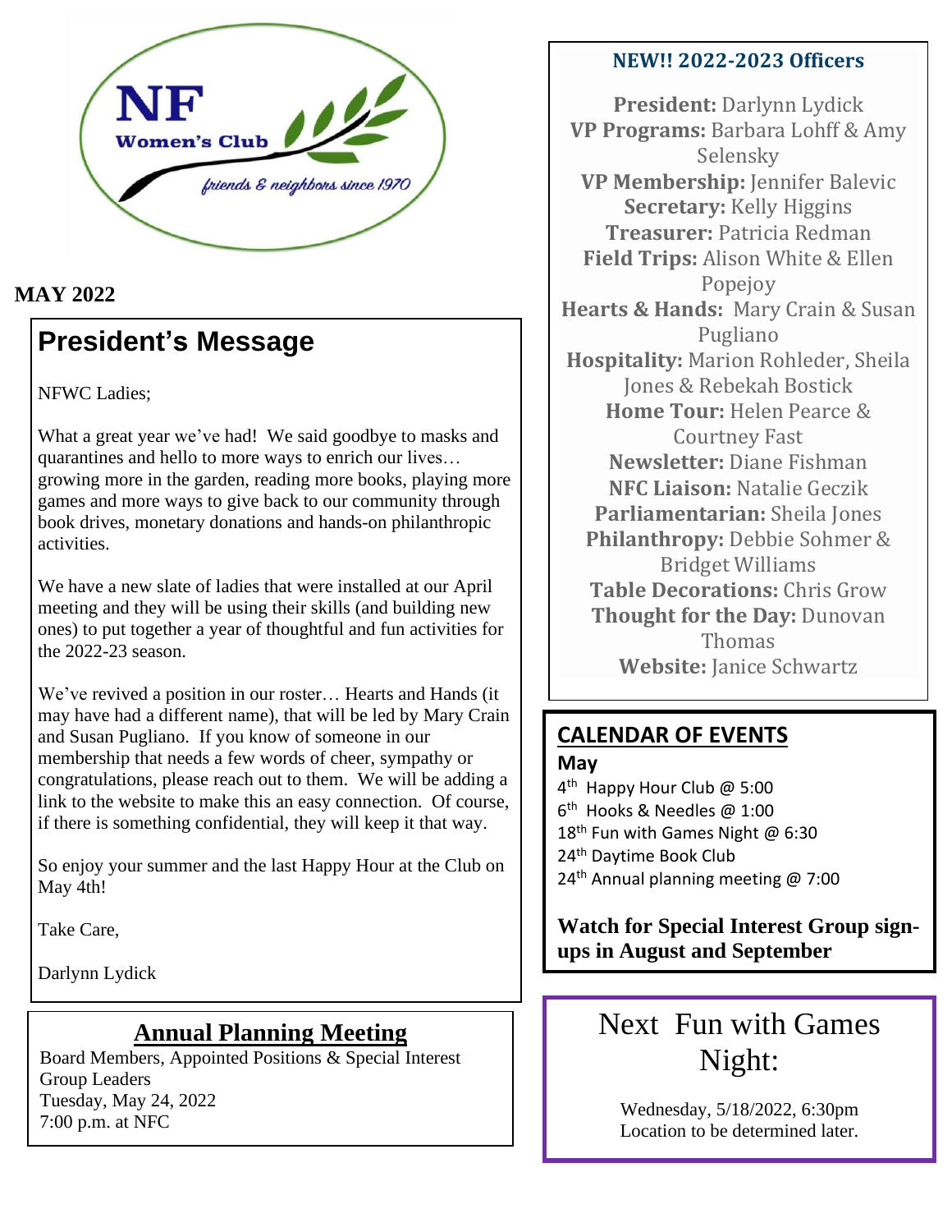NF Women's Club

*friends & neighbors since 1970*

**MAY 2022**

# President's Message

NFWC Ladies;

What a great year we've had! We said goodbye to masks and quarantines and hello to more ways to enrich our lives… growing more in the garden, reading more books, playing more games and more ways to give back to our community through book drives, monetary donations and hands-on philanthropic activities.

We have a new slate of ladies that were installed at our April meeting and they will be using their skills (and building new ones) to put together a year of thoughtful and fun activities for the 2022-23 season.

We've revived a position in our roster… Hearts and Hands (it may have had a different name), that will be led by Mary Crain and Susan Pugliano. If you know of someone in our membership that needs a few words of cheer, sympathy or congratulations, please reach out to them. We will be adding a link to the website to make this an easy connection. Of course, if there is something confidential, they will keep it that way.

So enjoy your summer and the last Happy Hour at the Club on May 4th!

Take Care,

Darlynn Lydick

## Annual Planning Meeting

Board Members, Appointed Positions & Special Interest Group Leaders
Tuesday, May 24, 2022
7:00 p.m. at NFC

## NEW!! 2022-2023 Officers

**President:** Darlynn Lydick
**VP Programs:** Barbara Lohff & Amy Selensky
**VP Membership:** Jennifer Balevic
**Secretary:** Kelly Higgins
**Treasurer:** Patricia Redman
**Field Trips:** Alison White & Ellen Popejoy
**Hearts & Hands:** Mary Crain & Susan Pugliano
**Hospitality:** Marion Rohleder, Sheila Jones & Rebekah Bostick
**Home Tour:** Helen Pearce & Courtney Fast
**Newsletter:** Diane Fishman
**NFC Liaison:** Natalie Geczik
**Parliamentarian:** Sheila Jones
**Philanthropy:** Debbie Sohmer & Bridget Williams
**Table Decorations:** Chris Grow
**Thought for the Day:** Dunovan Thomas
**Website:** Janice Schwartz

## CALENDAR OF EVENTS

**May**

4th Happy Hour Club @ 5:00
6th Hooks & Needles @ 1:00
18th Fun with Games Night @ 6:30
24th Daytime Book Club
24th Annual planning meeting @ 7:00

**Watch for Special Interest Group sign-ups in August and September**

## Next Fun with Games Night:

Wednesday, 5/18/2022, 6:30pm
Location to be determined later.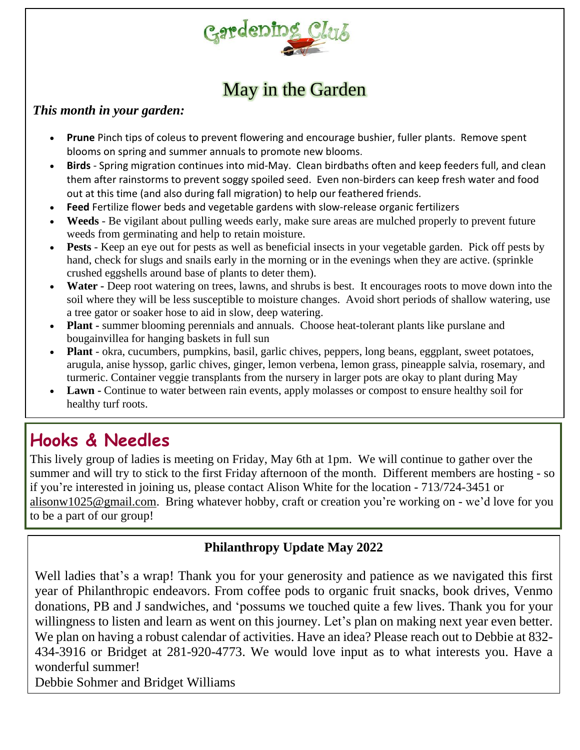# Gardening Club

## May in the Garden

***This month in your garden:***

- **Prune** Pinch tips of coleus to prevent flowering and encourage bushier, fuller plants. Remove spent blooms on spring and summer annuals to promote new blooms.
- **Birds** - Spring migration continues into mid-May. Clean birdbaths often and keep feeders full, and clean them after rainstorms to prevent soggy spoiled seed. Even non-birders can keep fresh water and food out at this time (and also during fall migration) to help our feathered friends.
- **Feed** Fertilize flower beds and vegetable gardens with slow-release organic fertilizers
- **Weeds** - Be vigilant about pulling weeds early, make sure areas are mulched properly to prevent future weeds from germinating and help to retain moisture.
- **Pests** - Keep an eye out for pests as well as beneficial insects in your vegetable garden. Pick off pests by hand, check for slugs and snails early in the morning or in the evenings when they are active. (sprinkle crushed eggshells around base of plants to deter them).
- **Water -** Deep root watering on trees, lawns, and shrubs is best. It encourages roots to move down into the soil where they will be less susceptible to moisture changes. Avoid short periods of shallow watering, use a tree gator or soaker hose to aid in slow, deep watering.
- **Plant -** summer blooming perennials and annuals. Choose heat-tolerant plants like purslane and bougainvillea for hanging baskets in full sun
- **Plant** - okra, cucumbers, pumpkins, basil, garlic chives, peppers, long beans, eggplant, sweet potatoes, arugula, anise hyssop, garlic chives, ginger, lemon verbena, lemon grass, pineapple salvia, rosemary, and turmeric. Container veggie transplants from the nursery in larger pots are okay to plant during May
- **Lawn -** Continue to water between rain events, apply molasses or compost to ensure healthy soil for healthy turf roots.

## Hooks & Needles

This lively group of ladies is meeting on Friday, May 6th at 1pm. We will continue to gather over the summer and will try to stick to the first Friday afternoon of the month. Different members are hosting - so if you're interested in joining us, please contact Alison White for the location - 713/724-3451 or alisonw1025@gmail.com. Bring whatever hobby, craft or creation you're working on - we'd love for you to be a part of our group!

## Philanthropy Update May 2022

Well ladies that's a wrap! Thank you for your generosity and patience as we navigated this first year of Philanthropic endeavors. From coffee pods to organic fruit snacks, book drives, Venmo donations, PB and J sandwiches, and 'possums we touched quite a few lives. Thank you for your willingness to listen and learn as went on this journey. Let's plan on making next year even better. We plan on having a robust calendar of activities. Have an idea? Please reach out to Debbie at 832-434-3916 or Bridget at 281-920-4773. We would love input as to what interests you. Have a wonderful summer!

Debbie Sohmer and Bridget Williams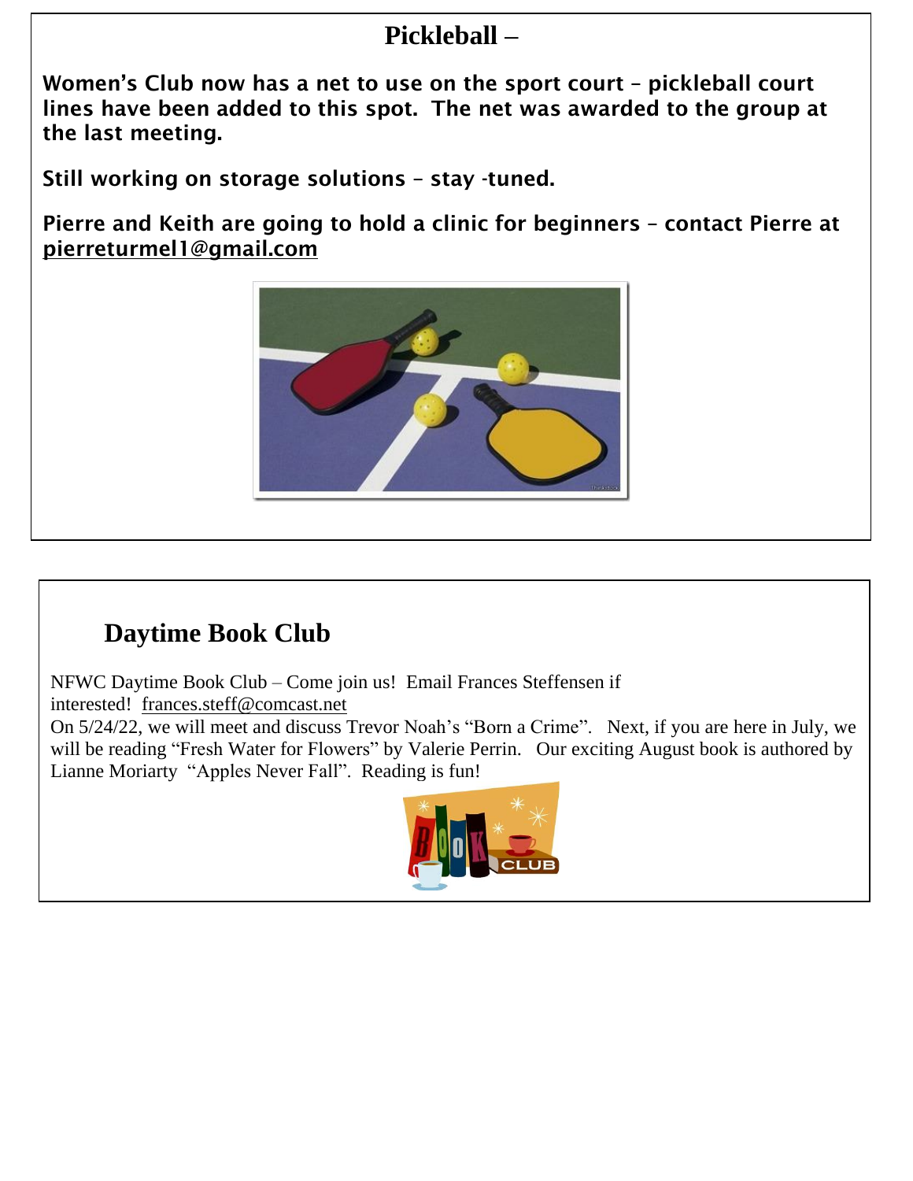## Pickleball –

**Women's Club now has a net to use on the sport court – pickleball court lines have been added to this spot. The net was awarded to the group at the last meeting.**

**Still working on storage solutions – stay -tuned.**

**Pierre and Keith are going to hold a clinic for beginners – contact Pierre at pierreturmel1@gmail.com**

## Daytime Book Club

NFWC Daytime Book Club – Come join us! Email Frances Steffensen if interested! frances.steff@comcast.net

On 5/24/22, we will meet and discuss Trevor Noah's "Born a Crime". Next, if you are here in July, we will be reading "Fresh Water for Flowers" by Valerie Perrin. Our exciting August book is authored by Lianne Moriarty "Apples Never Fall". Reading is fun!